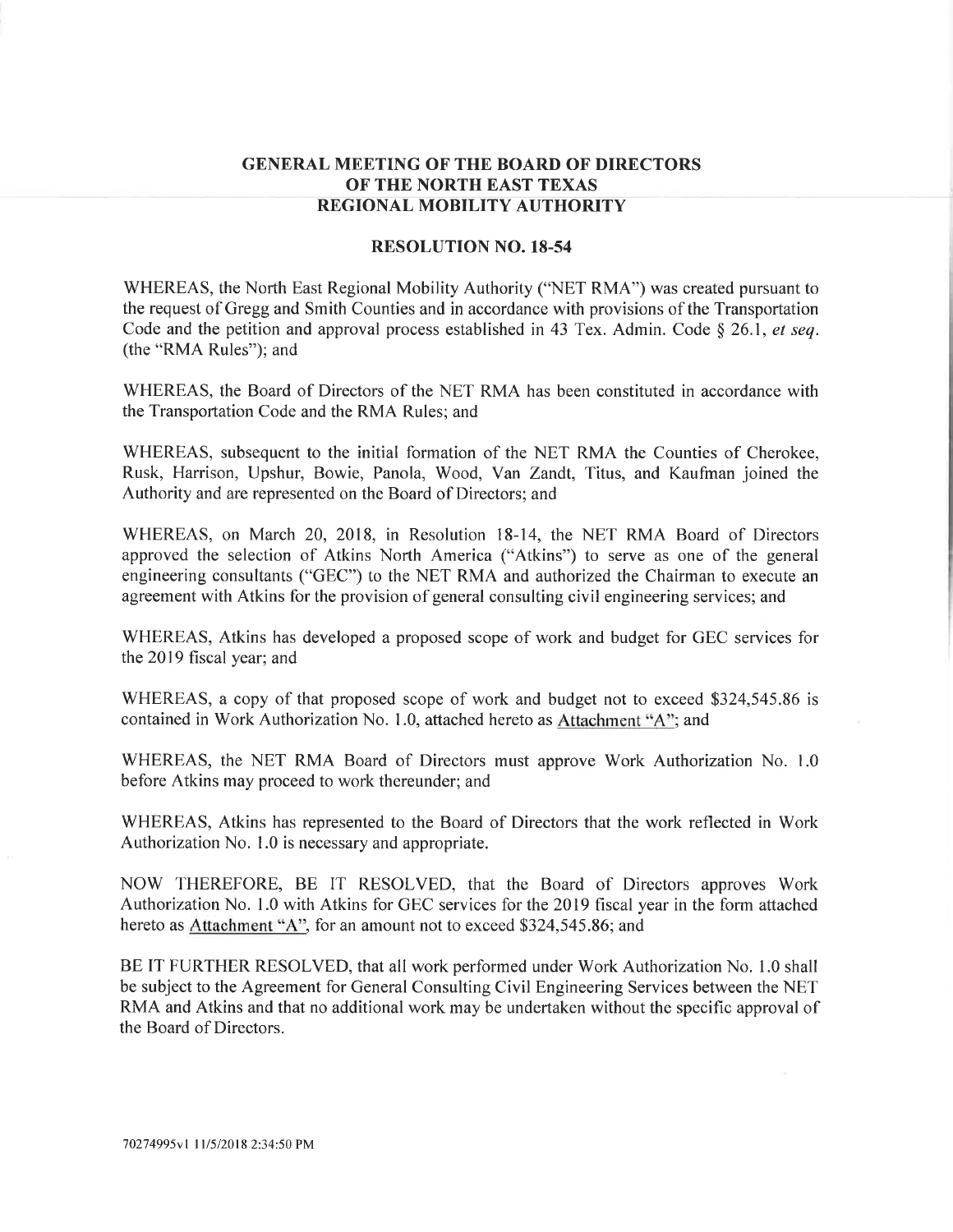# GENERAL MEETING OF THE BOARD OF DIRECTORS OF THE NORTH EAST TEXAS REGIONAL MOBILITY AUTHORITY

## RESOLUTION NO. 18-54

WHEREAS, the North East Regional Mobility Authority ("NET RMA") was created pursuant to the request of Gregg and Smith Counties and in accordance with provisions of the Transportation Code and the petition and approval process established in 43 Tex. Admin. Code § 26.1, *et seq*. (the "RMA Rules"); and

WHEREAS, the Board of Directors of the NET RMA has been constituted in accordance with the Transportation Code and the RMA Rules; and

WHEREAS, subsequent to the initial formation of the NET RMA the Counties of Cherokee, Rusk, Harrison, Upshur, Bowie, Panola, Wood, Van Zandt, Titus, and Kaufman joined the Authority and are represented on the Board of Directors; and

WHEREAS, on March 20, 2018, in Resolution 18-14, the NET RMA Board of Directors approved the selection of Atkins North America ("Atkins") to serve as one of the general engineering consultants ("GEC") to the NET RMA and authorized the Chairman to execute an agreement with Atkins for the provision of general consulting civil engineering services; and

WHEREAS, Atkins has developed a proposed scope of work and budget for GEC services for the 2019 fiscal year; and

WHEREAS, a copy of that proposed scope of work and budget not to exceed $324,545.86 is contained in Work Authorization No. 1.0, attached hereto as Attachment "A"; and

WHEREAS, the NET RMA Board of Directors must approve Work Authorization No. 1.0 before Atkins may proceed to work thereunder; and

WHEREAS, Atkins has represented to the Board of Directors that the work reflected in Work Authorization No. 1.0 is necessary and appropriate.

NOW THEREFORE, BE IT RESOLVED, that the Board of Directors approves Work Authorization No. 1.0 with Atkins for GEC services for the 2019 fiscal year in the form attached hereto as Attachment "A", for an amount not to exceed $324,545.86; and

BE IT FURTHER RESOLVED, that all work performed under Work Authorization No. 1.0 shall be subject to the Agreement for General Consulting Civil Engineering Services between the NET RMA and Atkins and that no additional work may be undertaken without the specific approval of the Board of Directors.

70274995v1 11/5/2018 2:34:50 PM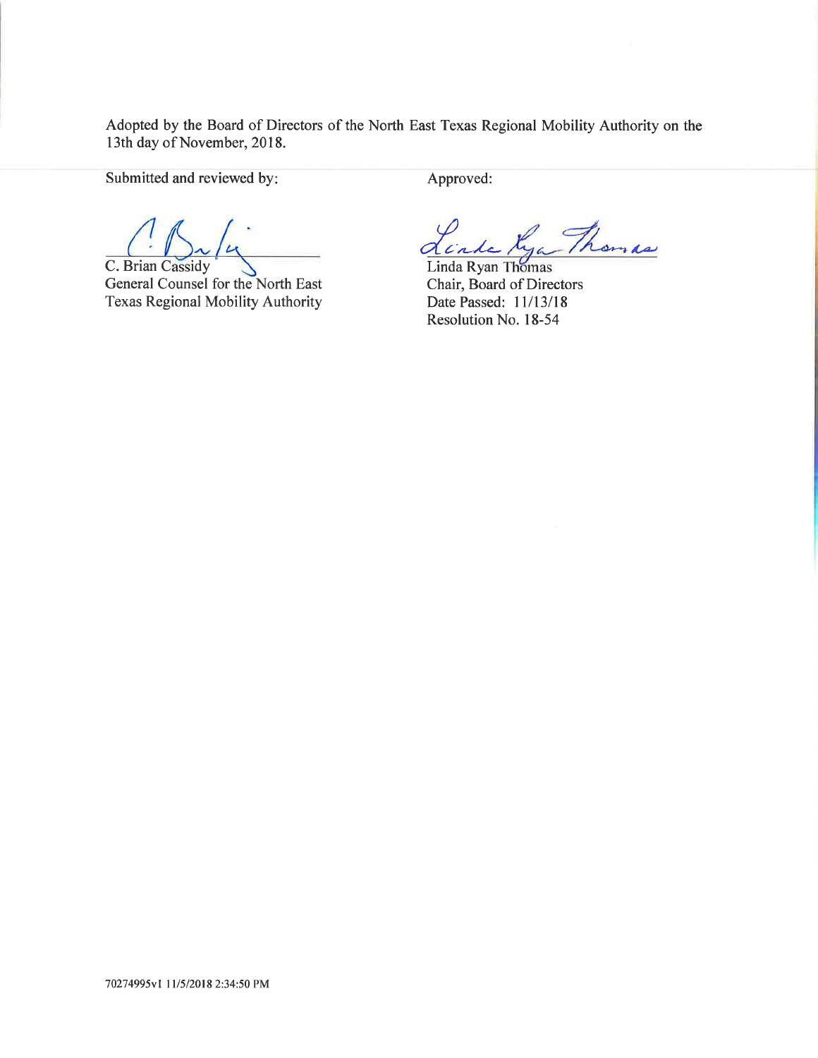Adopted by the Board of Directors of the North East Texas Regional Mobility Authority on the 13th day of November, 2018.

Submitted and reviewed by:

C. Brian Cassidy
General Counsel for the North East Texas Regional Mobility Authority

Approved:

Linda Ryan Thomas
Chair, Board of Directors
Date Passed: 11/13/18
Resolution No. 18-54

70274995v1 11/5/2018 2:34:50 PM